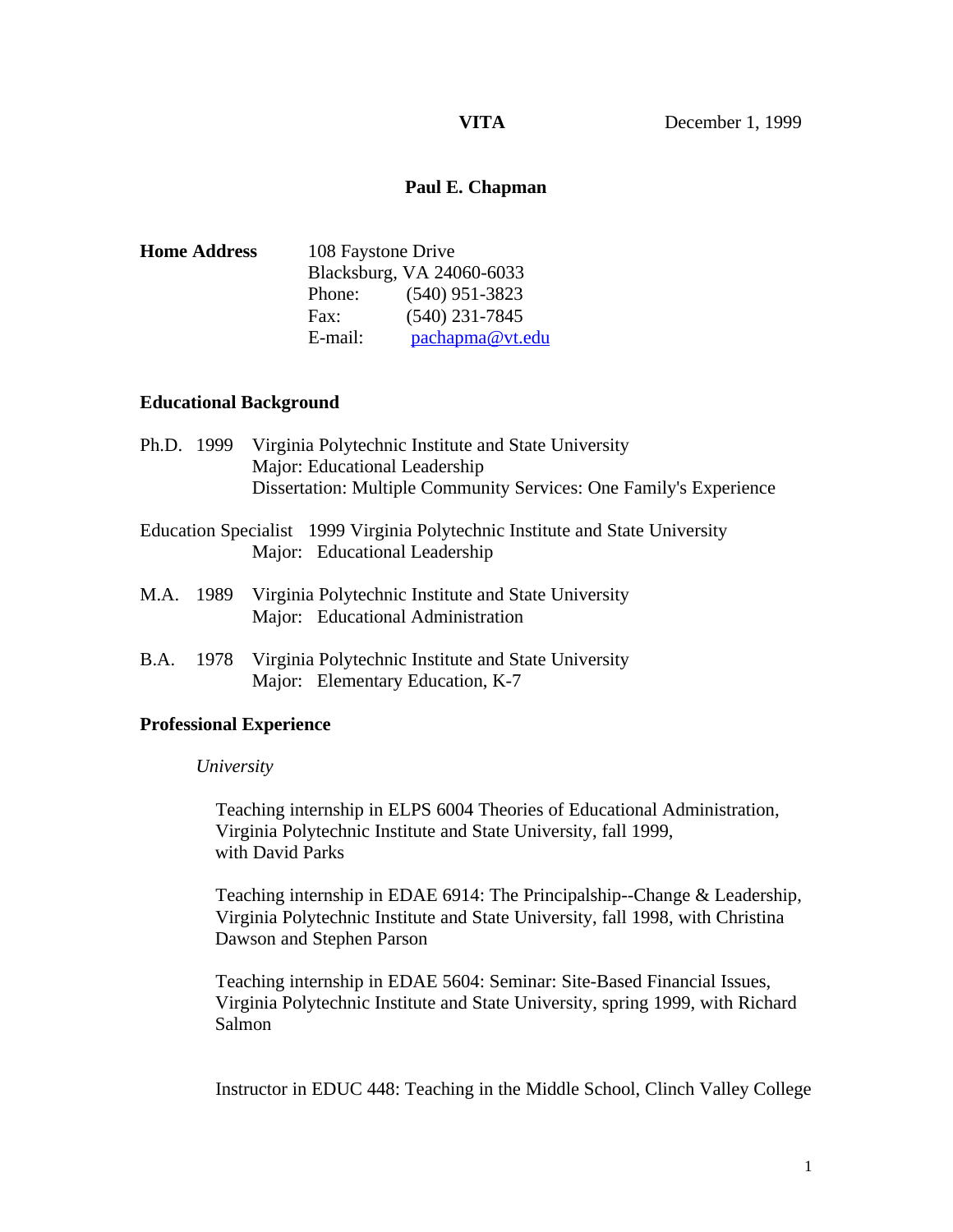**VITA** December 1, 1999

# Paul E. Chapman

**Home Address**

108 Faystone Drive
Blacksburg, VA 24060-6033
Phone: (540) 951-3823
Fax: (540) 231-7845
E-mail: pachapma@vt.edu

## Educational Background

Ph.D. 1999 Virginia Polytechnic Institute and State University
Major: Educational Leadership
Dissertation: Multiple Community Services: One Family's Experience

Education Specialist 1999 Virginia Polytechnic Institute and State University
Major: Educational Leadership

M.A. 1989 Virginia Polytechnic Institute and State University
Major: Educational Administration

B.A. 1978 Virginia Polytechnic Institute and State University
Major: Elementary Education, K-7

## Professional Experience

*University*

Teaching internship in ELPS 6004 Theories of Educational Administration, Virginia Polytechnic Institute and State University, fall 1999, with David Parks

Teaching internship in EDAE 6914: The Principalship--Change & Leadership, Virginia Polytechnic Institute and State University, fall 1998, with Christina Dawson and Stephen Parson

Teaching internship in EDAE 5604: Seminar: Site-Based Financial Issues, Virginia Polytechnic Institute and State University, spring 1999, with Richard Salmon

Instructor in EDUC 448: Teaching in the Middle School, Clinch Valley College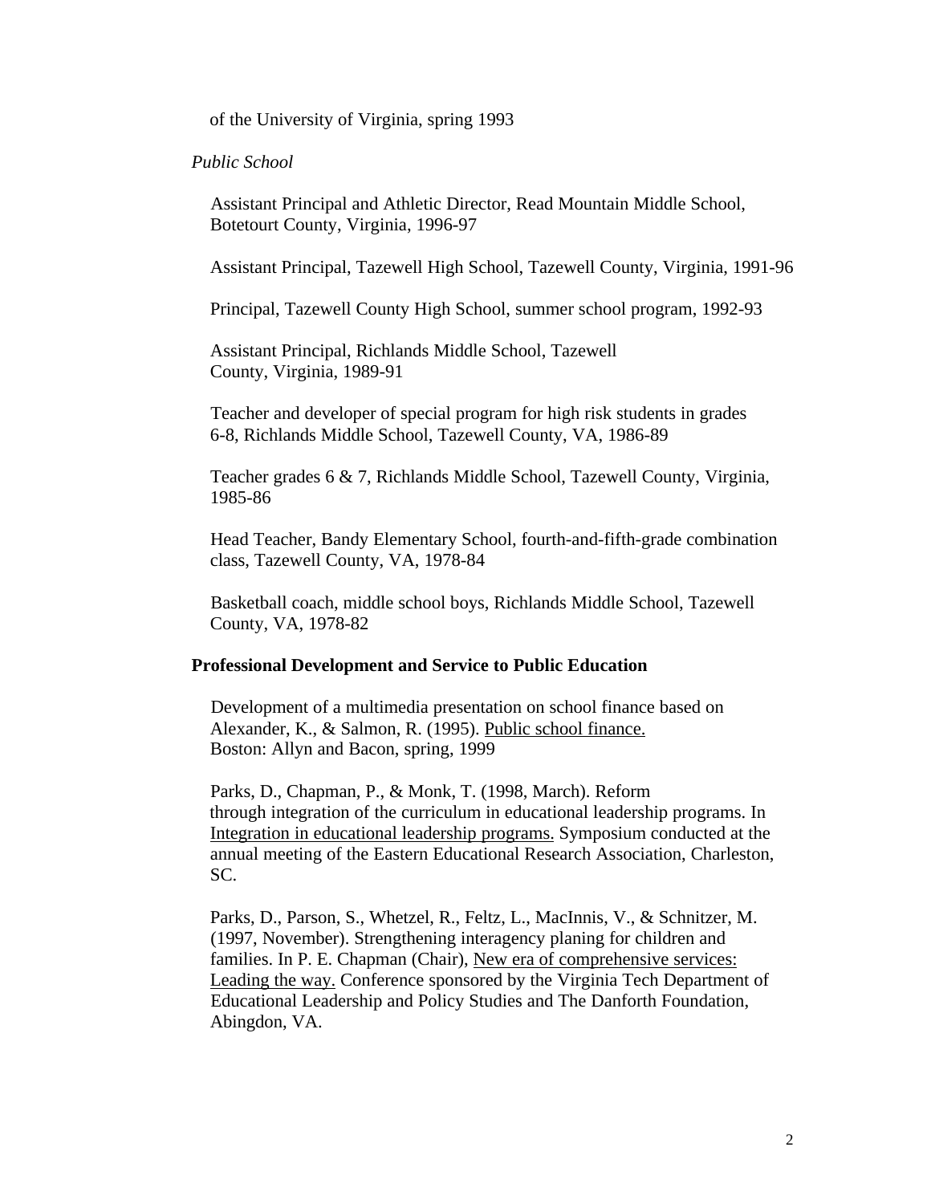of the University of Virginia, spring 1993

*Public School*

Assistant Principal and Athletic Director, Read Mountain Middle School, Botetourt County, Virginia, 1996-97

Assistant Principal, Tazewell High School, Tazewell County, Virginia, 1991-96

Principal, Tazewell County High School, summer school program, 1992-93

Assistant Principal, Richlands Middle School, Tazewell County, Virginia, 1989-91

Teacher and developer of special program for high risk students in grades 6-8, Richlands Middle School, Tazewell County, VA, 1986-89

Teacher grades 6 & 7, Richlands Middle School, Tazewell County, Virginia, 1985-86

Head Teacher, Bandy Elementary School, fourth-and-fifth-grade combination class, Tazewell County, VA, 1978-84

Basketball coach, middle school boys, Richlands Middle School, Tazewell County, VA, 1978-82

**Professional Development and Service to Public Education**

Development of a multimedia presentation on school finance based on Alexander, K., & Salmon, R. (1995). Public school finance. Boston: Allyn and Bacon, spring, 1999

Parks, D., Chapman, P., & Monk, T. (1998, March). Reform through integration of the curriculum in educational leadership programs. In Integration in educational leadership programs. Symposium conducted at the annual meeting of the Eastern Educational Research Association, Charleston, SC.

Parks, D., Parson, S., Whetzel, R., Feltz, L., MacInnis, V., & Schnitzer, M. (1997, November). Strengthening interagency planing for children and families. In P. E. Chapman (Chair), New era of comprehensive services: Leading the way. Conference sponsored by the Virginia Tech Department of Educational Leadership and Policy Studies and The Danforth Foundation, Abingdon, VA.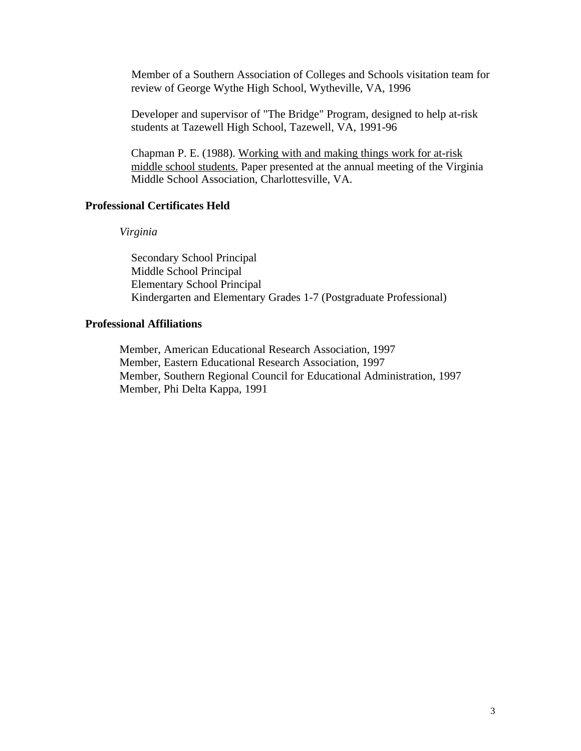Member of a Southern Association of Colleges and Schools visitation team for review of George Wythe High School, Wytheville, VA, 1996

Developer and supervisor of "The Bridge" Program, designed to help at-risk students at Tazewell High School, Tazewell, VA, 1991-96

Chapman P. E. (1988). <u>Working with and making things work for at-risk middle school students.</u> Paper presented at the annual meeting of the Virginia Middle School Association, Charlottesville, VA.

**Professional Certificates Held**

*Virginia*

Secondary School Principal
Middle School Principal
Elementary School Principal
Kindergarten and Elementary Grades 1-7 (Postgraduate Professional)

**Professional Affiliations**

Member, American Educational Research Association, 1997
Member, Eastern Educational Research Association, 1997
Member, Southern Regional Council for Educational Administration, 1997
Member, Phi Delta Kappa, 1991